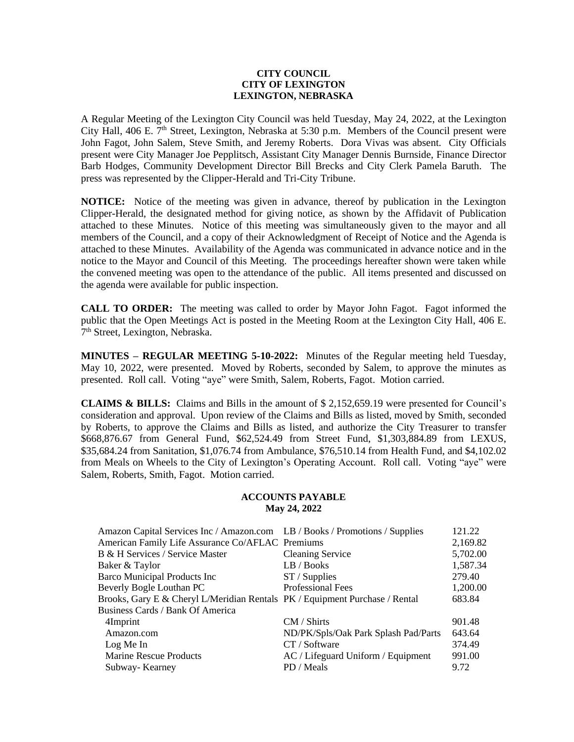**CITY COUNCIL**
**CITY OF LEXINGTON**
**LEXINGTON, NEBRASKA**

A Regular Meeting of the Lexington City Council was held Tuesday, May 24, 2022, at the Lexington City Hall, 406 E. 7th Street, Lexington, Nebraska at 5:30 p.m. Members of the Council present were John Fagot, John Salem, Steve Smith, and Jeremy Roberts. Dora Vivas was absent. City Officials present were City Manager Joe Pepplitsch, Assistant City Manager Dennis Burnside, Finance Director Barb Hodges, Community Development Director Bill Brecks and City Clerk Pamela Baruth. The press was represented by the Clipper-Herald and Tri-City Tribune.

**NOTICE:** Notice of the meeting was given in advance, thereof by publication in the Lexington Clipper-Herald, the designated method for giving notice, as shown by the Affidavit of Publication attached to these Minutes. Notice of this meeting was simultaneously given to the mayor and all members of the Council, and a copy of their Acknowledgment of Receipt of Notice and the Agenda is attached to these Minutes. Availability of the Agenda was communicated in advance notice and in the notice to the Mayor and Council of this Meeting. The proceedings hereafter shown were taken while the convened meeting was open to the attendance of the public. All items presented and discussed on the agenda were available for public inspection.

**CALL TO ORDER:** The meeting was called to order by Mayor John Fagot. Fagot informed the public that the Open Meetings Act is posted in the Meeting Room at the Lexington City Hall, 406 E. 7th Street, Lexington, Nebraska.

**MINUTES – REGULAR MEETING 5-10-2022:** Minutes of the Regular meeting held Tuesday, May 10, 2022, were presented. Moved by Roberts, seconded by Salem, to approve the minutes as presented. Roll call. Voting "aye" were Smith, Salem, Roberts, Fagot. Motion carried.

**CLAIMS & BILLS:** Claims and Bills in the amount of $ 2,152,659.19 were presented for Council's consideration and approval. Upon review of the Claims and Bills as listed, moved by Smith, seconded by Roberts, to approve the Claims and Bills as listed, and authorize the City Treasurer to transfer $668,876.67 from General Fund, $62,524.49 from Street Fund, $1,303,884.89 from LEXUS, $35,684.24 from Sanitation, $1,076.74 from Ambulance, $76,510.14 from Health Fund, and $4,102.02 from Meals on Wheels to the City of Lexington's Operating Account. Roll call. Voting "aye" were Salem, Roberts, Smith, Fagot. Motion carried.

**ACCOUNTS PAYABLE**
**May 24, 2022**

| Vendor | Description | Amount |
|---|---|---|
| Amazon Capital Services Inc / Amazon.com | LB / Books / Promotions / Supplies | 121.22 |
| American Family Life Assurance Co/AFLAC | Premiums | 2,169.82 |
| B & H Services / Service Master | Cleaning Service | 5,702.00 |
| Baker & Taylor | LB / Books | 1,587.34 |
| Barco Municipal Products Inc | ST / Supplies | 279.40 |
| Beverly Bogle Louthan PC | Professional Fees | 1,200.00 |
| Brooks, Gary E & Cheryl L/Meridian Rentals | PK / Equipment Purchase / Rental | 683.84 |
| Business Cards / Bank Of America | | |
| 4Imprint | CM / Shirts | 901.48 |
| Amazon.com | ND/PK/Spls/Oak Park Splash Pad/Parts | 643.64 |
| Log Me In | CT / Software | 374.49 |
| Marine Rescue Products | AC / Lifeguard Uniform / Equipment | 991.00 |
| Subway- Kearney | PD / Meals | 9.72 |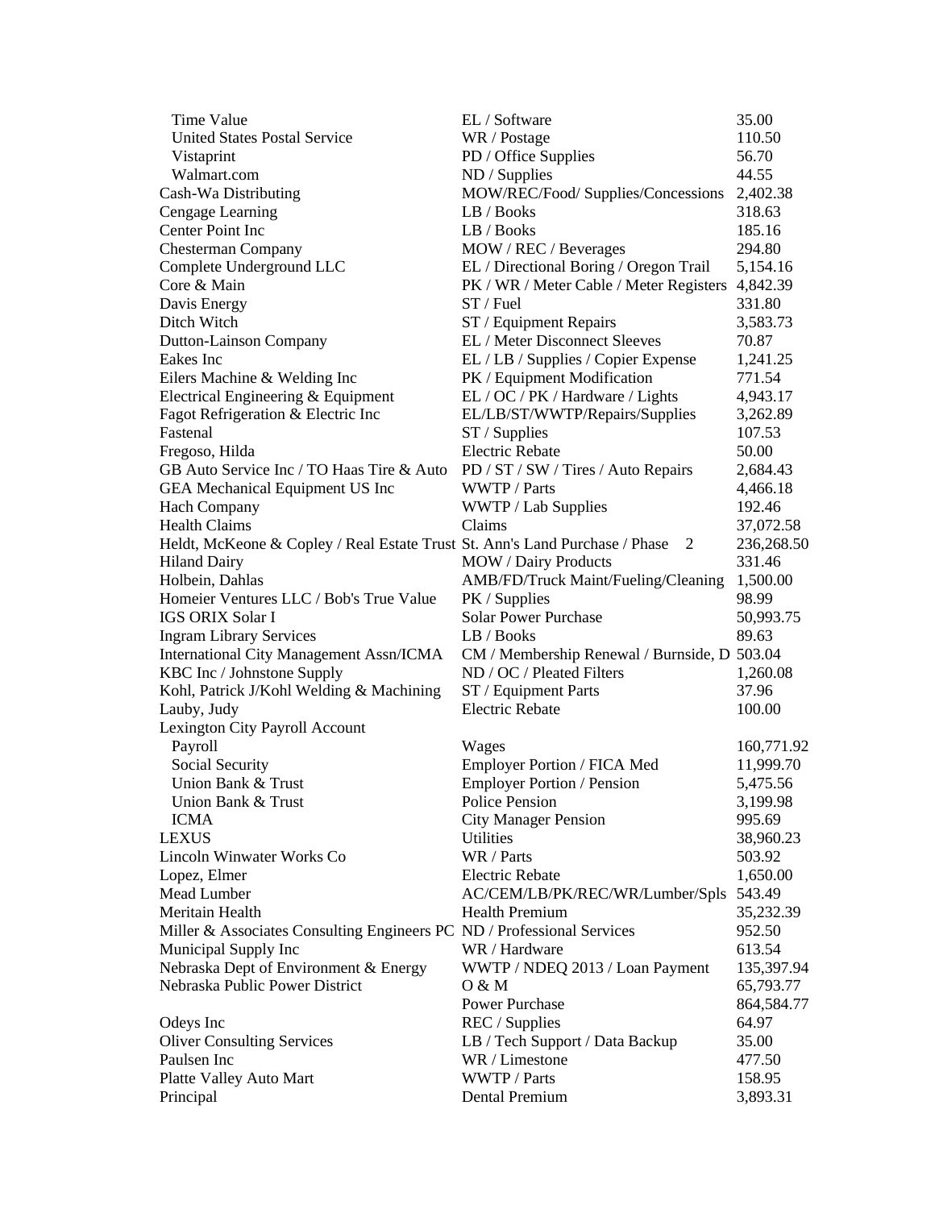| | | |
|---|---|---|
| Time Value | EL / Software | 35.00 |
| United States Postal Service | WR / Postage | 110.50 |
| Vistaprint | PD / Office Supplies | 56.70 |
| Walmart.com | ND / Supplies | 44.55 |
| Cash-Wa Distributing | MOW/REC/Food/ Supplies/Concessions | 2,402.38 |
| Cengage Learning | LB / Books | 318.63 |
| Center Point Inc | LB / Books | 185.16 |
| Chesterman Company | MOW / REC / Beverages | 294.80 |
| Complete Underground LLC | EL / Directional Boring / Oregon Trail | 5,154.16 |
| Core & Main | PK / WR / Meter Cable / Meter Registers | 4,842.39 |
| Davis Energy | ST / Fuel | 331.80 |
| Ditch Witch | ST / Equipment Repairs | 3,583.73 |
| Dutton-Lainson Company | EL / Meter Disconnect Sleeves | 70.87 |
| Eakes Inc | EL / LB / Supplies / Copier Expense | 1,241.25 |
| Eilers Machine & Welding Inc | PK / Equipment Modification | 771.54 |
| Electrical Engineering & Equipment | EL / OC / PK / Hardware / Lights | 4,943.17 |
| Fagot Refrigeration & Electric Inc | EL/LB/ST/WWTP/Repairs/Supplies | 3,262.89 |
| Fastenal | ST / Supplies | 107.53 |
| Fregoso, Hilda | Electric Rebate | 50.00 |
| GB Auto Service Inc / TO Haas Tire & Auto | PD / ST / SW / Tires / Auto Repairs | 2,684.43 |
| GEA Mechanical Equipment US Inc | WWTP / Parts | 4,466.18 |
| Hach Company | WWTP / Lab Supplies | 192.46 |
| Health Claims | Claims | 37,072.58 |
| Heldt, McKeone & Copley / Real Estate Trust | St. Ann's Land Purchase / Phase 2 | 236,268.50 |
| Hiland Dairy | MOW / Dairy Products | 331.46 |
| Holbein, Dahlas | AMB/FD/Truck Maint/Fueling/Cleaning | 1,500.00 |
| Homeier Ventures LLC / Bob's True Value | PK / Supplies | 98.99 |
| IGS ORIX Solar I | Solar Power Purchase | 50,993.75 |
| Ingram Library Services | LB / Books | 89.63 |
| International City Management Assn/ICMA | CM / Membership Renewal / Burnside, D | 503.04 |
| KBC Inc / Johnstone Supply | ND / OC / Pleated Filters | 1,260.08 |
| Kohl, Patrick J/Kohl Welding & Machining | ST / Equipment Parts | 37.96 |
| Lauby, Judy | Electric Rebate | 100.00 |
| Lexington City Payroll Account | | |
| Payroll | Wages | 160,771.92 |
| Social Security | Employer Portion / FICA Med | 11,999.70 |
| Union Bank & Trust | Employer Portion / Pension | 5,475.56 |
| Union Bank & Trust | Police Pension | 3,199.98 |
| ICMA | City Manager Pension | 995.69 |
| LEXUS | Utilities | 38,960.23 |
| Lincoln Winwater Works Co | WR / Parts | 503.92 |
| Lopez, Elmer | Electric Rebate | 1,650.00 |
| Mead Lumber | AC/CEM/LB/PK/REC/WR/Lumber/Spls | 543.49 |
| Meritain Health | Health Premium | 35,232.39 |
| Miller & Associates Consulting Engineers PC | ND / Professional Services | 952.50 |
| Municipal Supply Inc | WR / Hardware | 613.54 |
| Nebraska Dept of Environment & Energy | WWTP / NDEQ 2013 / Loan Payment | 135,397.94 |
| Nebraska Public Power District | O & M | 65,793.77 |
| | Power Purchase | 864,584.77 |
| Odeys Inc | REC / Supplies | 64.97 |
| Oliver Consulting Services | LB / Tech Support / Data Backup | 35.00 |
| Paulsen Inc | WR / Limestone | 477.50 |
| Platte Valley Auto Mart | WWTP / Parts | 158.95 |
| Principal | Dental Premium | 3,893.31 |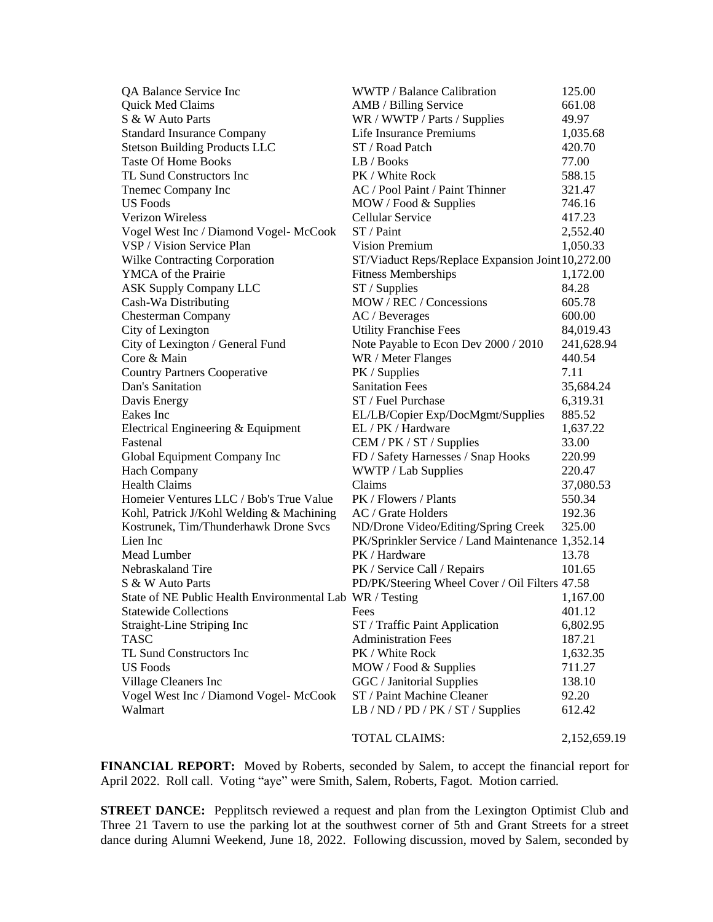| | | |
|---|---|---|
| QA Balance Service Inc | WWTP / Balance Calibration | 125.00 |
| Quick Med Claims | AMB / Billing Service | 661.08 |
| S & W Auto Parts | WR / WWTP / Parts / Supplies | 49.97 |
| Standard Insurance Company | Life Insurance Premiums | 1,035.68 |
| Stetson Building Products LLC | ST / Road Patch | 420.70 |
| Taste Of Home Books | LB / Books | 77.00 |
| TL Sund Constructors Inc | PK / White Rock | 588.15 |
| Tnemec Company Inc | AC / Pool Paint / Paint Thinner | 321.47 |
| US Foods | MOW / Food & Supplies | 746.16 |
| Verizon Wireless | Cellular Service | 417.23 |
| Vogel West Inc / Diamond Vogel- McCook | ST / Paint | 2,552.40 |
| VSP / Vision Service Plan | Vision Premium | 1,050.33 |
| Wilke Contracting Corporation | ST/Viaduct Reps/Replace Expansion Joint | 10,272.00 |
| YMCA of the Prairie | Fitness Memberships | 1,172.00 |
| ASK Supply Company LLC | ST / Supplies | 84.28 |
| Cash-Wa Distributing | MOW / REC / Concessions | 605.78 |
| Chesterman Company | AC / Beverages | 600.00 |
| City of Lexington | Utility Franchise Fees | 84,019.43 |
| City of Lexington / General Fund | Note Payable to Econ Dev 2000 / 2010 | 241,628.94 |
| Core & Main | WR / Meter Flanges | 440.54 |
| Country Partners Cooperative | PK / Supplies | 7.11 |
| Dan's Sanitation | Sanitation Fees | 35,684.24 |
| Davis Energy | ST / Fuel Purchase | 6,319.31 |
| Eakes Inc | EL/LB/Copier Exp/DocMgmt/Supplies | 885.52 |
| Electrical Engineering & Equipment | EL / PK / Hardware | 1,637.22 |
| Fastenal | CEM / PK / ST / Supplies | 33.00 |
| Global Equipment Company Inc | FD / Safety Harnesses / Snap Hooks | 220.99 |
| Hach Company | WWTP / Lab Supplies | 220.47 |
| Health Claims | Claims | 37,080.53 |
| Homeier Ventures LLC / Bob's True Value | PK / Flowers / Plants | 550.34 |
| Kohl, Patrick J/Kohl Welding & Machining | AC / Grate Holders | 192.36 |
| Kostrunek, Tim/Thunderhawk Drone Svcs | ND/Drone Video/Editing/Spring Creek | 325.00 |
| Lien Inc | PK/Sprinkler Service / Land Maintenance | 1,352.14 |
| Mead Lumber | PK / Hardware | 13.78 |
| Nebraskaland Tire | PK / Service Call / Repairs | 101.65 |
| S & W Auto Parts | PD/PK/Steering Wheel Cover / Oil Filters | 47.58 |
| State of NE Public Health Environmental Lab | WR / Testing | 1,167.00 |
| Statewide Collections | Fees | 401.12 |
| Straight-Line Striping Inc | ST / Traffic Paint Application | 6,802.95 |
| TASC | Administration Fees | 187.21 |
| TL Sund Constructors Inc | PK / White Rock | 1,632.35 |
| US Foods | MOW / Food & Supplies | 711.27 |
| Village Cleaners Inc | GGC / Janitorial Supplies | 138.10 |
| Vogel West Inc / Diamond Vogel- McCook | ST / Paint Machine Cleaner | 92.20 |
| Walmart | LB / ND / PD / PK / ST / Supplies | 612.42 |
| | TOTAL CLAIMS: | 2,152,659.19 |

**FINANCIAL REPORT:** Moved by Roberts, seconded by Salem, to accept the financial report for April 2022. Roll call. Voting "aye" were Smith, Salem, Roberts, Fagot. Motion carried.

**STREET DANCE:** Pepplitsch reviewed a request and plan from the Lexington Optimist Club and Three 21 Tavern to use the parking lot at the southwest corner of 5th and Grant Streets for a street dance during Alumni Weekend, June 18, 2022. Following discussion, moved by Salem, seconded by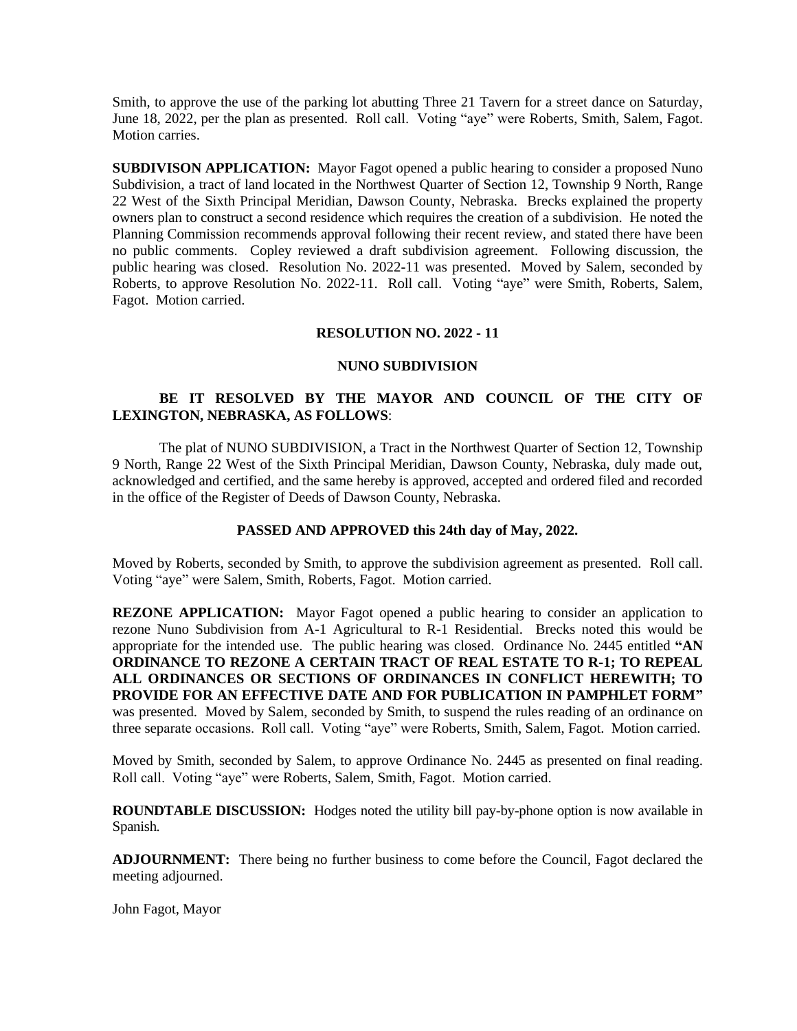Smith, to approve the use of the parking lot abutting Three 21 Tavern for a street dance on Saturday, June 18, 2022, per the plan as presented. Roll call. Voting "aye" were Roberts, Smith, Salem, Fagot. Motion carries.

**SUBDIVISON APPLICATION:** Mayor Fagot opened a public hearing to consider a proposed Nuno Subdivision, a tract of land located in the Northwest Quarter of Section 12, Township 9 North, Range 22 West of the Sixth Principal Meridian, Dawson County, Nebraska. Brecks explained the property owners plan to construct a second residence which requires the creation of a subdivision. He noted the Planning Commission recommends approval following their recent review, and stated there have been no public comments. Copley reviewed a draft subdivision agreement. Following discussion, the public hearing was closed. Resolution No. 2022-11 was presented. Moved by Salem, seconded by Roberts, to approve Resolution No. 2022-11. Roll call. Voting "aye" were Smith, Roberts, Salem, Fagot. Motion carried.

**RESOLUTION NO. 2022 - 11**

**NUNO SUBDIVISION**

**BE IT RESOLVED BY THE MAYOR AND COUNCIL OF THE CITY OF LEXINGTON, NEBRASKA, AS FOLLOWS**:

The plat of NUNO SUBDIVISION, a Tract in the Northwest Quarter of Section 12, Township 9 North, Range 22 West of the Sixth Principal Meridian, Dawson County, Nebraska, duly made out, acknowledged and certified, and the same hereby is approved, accepted and ordered filed and recorded in the office of the Register of Deeds of Dawson County, Nebraska.

**PASSED AND APPROVED this 24th day of May, 2022.**

Moved by Roberts, seconded by Smith, to approve the subdivision agreement as presented. Roll call. Voting "aye" were Salem, Smith, Roberts, Fagot. Motion carried.

**REZONE APPLICATION:** Mayor Fagot opened a public hearing to consider an application to rezone Nuno Subdivision from A-1 Agricultural to R-1 Residential. Brecks noted this would be appropriate for the intended use. The public hearing was closed. Ordinance No. 2445 entitled **"AN ORDINANCE TO REZONE A CERTAIN TRACT OF REAL ESTATE TO R-1; TO REPEAL ALL ORDINANCES OR SECTIONS OF ORDINANCES IN CONFLICT HEREWITH; TO PROVIDE FOR AN EFFECTIVE DATE AND FOR PUBLICATION IN PAMPHLET FORM"** was presented. Moved by Salem, seconded by Smith, to suspend the rules reading of an ordinance on three separate occasions. Roll call. Voting "aye" were Roberts, Smith, Salem, Fagot. Motion carried.

Moved by Smith, seconded by Salem, to approve Ordinance No. 2445 as presented on final reading. Roll call. Voting "aye" were Roberts, Salem, Smith, Fagot. Motion carried.

**ROUNDTABLE DISCUSSION:** Hodges noted the utility bill pay-by-phone option is now available in Spanish.

**ADJOURNMENT:** There being no further business to come before the Council, Fagot declared the meeting adjourned.

John Fagot, Mayor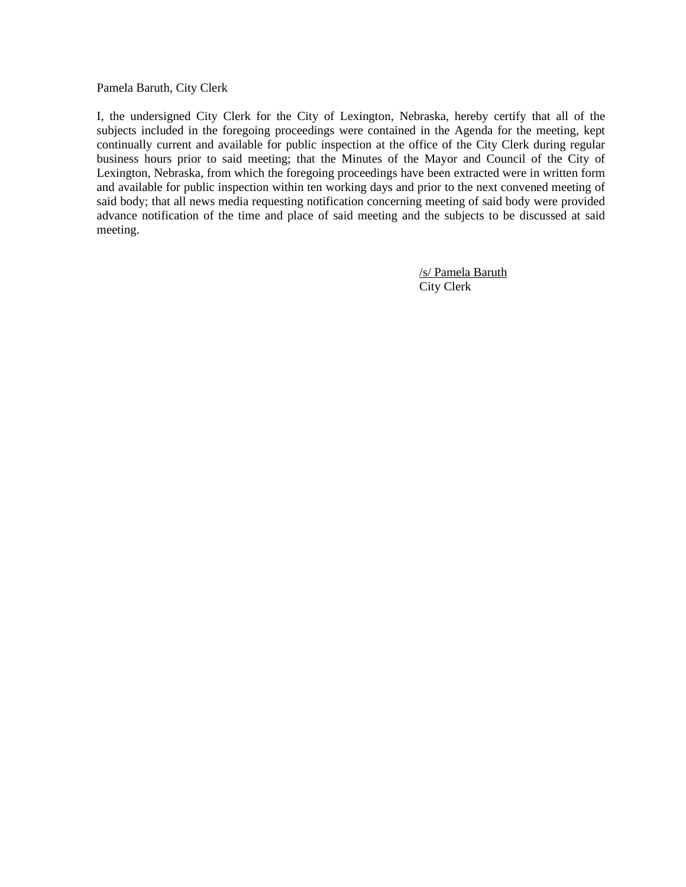Pamela Baruth, City Clerk

I, the undersigned City Clerk for the City of Lexington, Nebraska, hereby certify that all of the subjects included in the foregoing proceedings were contained in the Agenda for the meeting, kept continually current and available for public inspection at the office of the City Clerk during regular business hours prior to said meeting; that the Minutes of the Mayor and Council of the City of Lexington, Nebraska, from which the foregoing proceedings have been extracted were in written form and available for public inspection within ten working days and prior to the next convened meeting of said body; that all news media requesting notification concerning meeting of said body were provided advance notification of the time and place of said meeting and the subjects to be discussed at said meeting.

/s/ Pamela Baruth
City Clerk